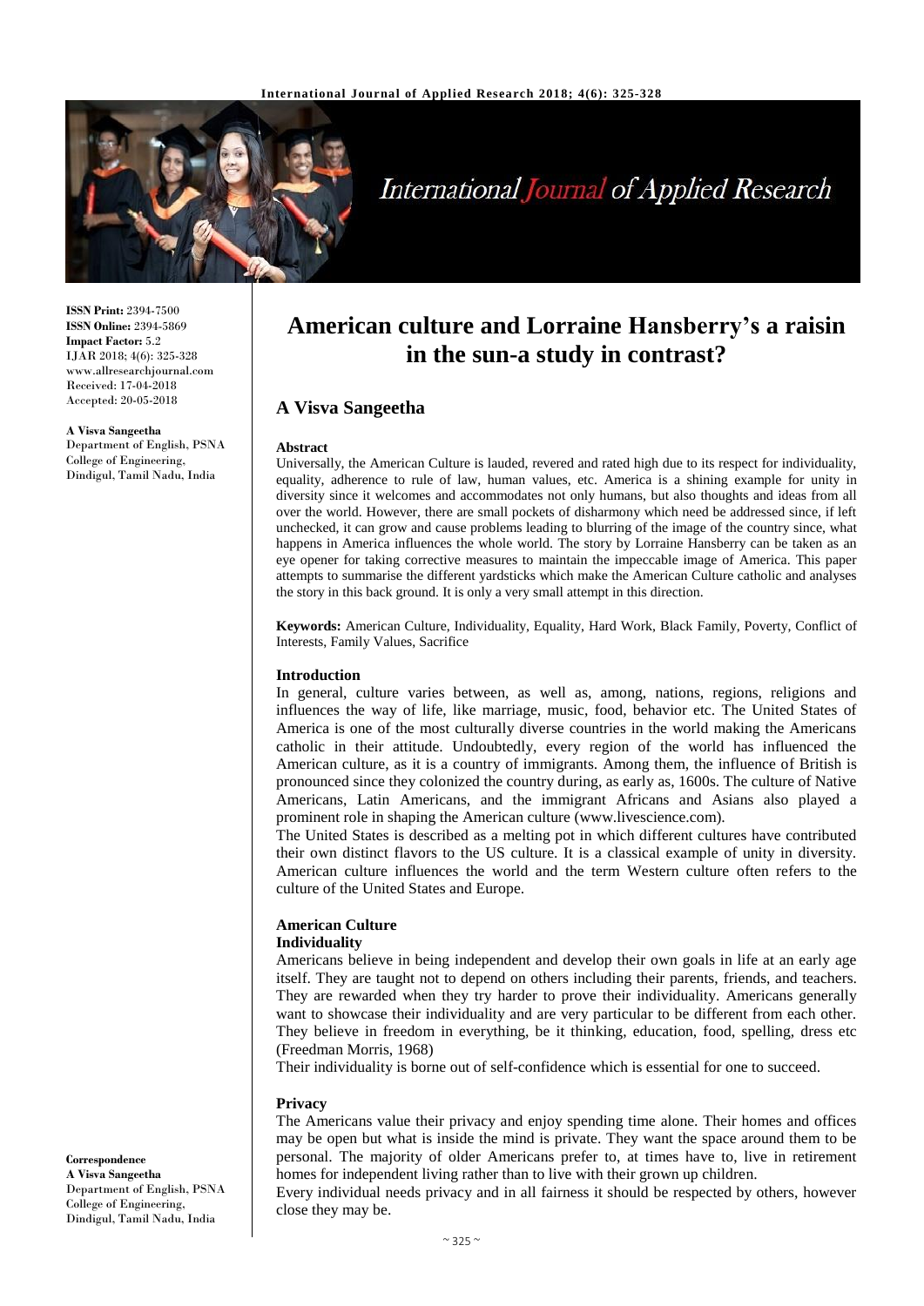# American culture and Lorraine Hansberry's a raisin in the sun-a study in contrast?

## A Visva Sangeetha

**ISSN Print:** 2394-7500
**ISSN Online:** 2394-5869
**Impact Factor:** 5.2
IJAR 2018; 4(6): 325-328
www.allresearchjournal.com
Received: 17-04-2018
Accepted: 20-05-2018

**A Visva Sangeetha**
Department of English, PSNA College of Engineering, Dindigul, Tamil Nadu, India

**Correspondence**
**A Visva Sangeetha**
Department of English, PSNA College of Engineering, Dindigul, Tamil Nadu, India

### Abstract

Universally, the American Culture is lauded, revered and rated high due to its respect for individuality, equality, adherence to rule of law, human values, etc. America is a shining example for unity in diversity since it welcomes and accommodates not only humans, but also thoughts and ideas from all over the world. However, there are small pockets of disharmony which need be addressed since, if left unchecked, it can grow and cause problems leading to blurring of the image of the country since, what happens in America influences the whole world. The story by Lorraine Hansberry can be taken as an eye opener for taking corrective measures to maintain the impeccable image of America. This paper attempts to summarise the different yardsticks which make the American Culture catholic and analyses the story in this back ground. It is only a very small attempt in this direction.

**Keywords:** American Culture, Individuality, Equality, Hard Work, Black Family, Poverty, Conflict of Interests, Family Values, Sacrifice

### Introduction

In general, culture varies between, as well as, among, nations, regions, religions and influences the way of life, like marriage, music, food, behavior etc. The United States of America is one of the most culturally diverse countries in the world making the Americans catholic in their attitude. Undoubtedly, every region of the world has influenced the American culture, as it is a country of immigrants. Among them, the influence of British is pronounced since they colonized the country during, as early as, 1600s. The culture of Native Americans, Latin Americans, and the immigrant Africans and Asians also played a prominent role in shaping the American culture (www.livescience.com).

The United States is described as a melting pot in which different cultures have contributed their own distinct flavors to the US culture. It is a classical example of unity in diversity. American culture influences the world and the term Western culture often refers to the culture of the United States and Europe.

### American Culture

#### Individuality

Americans believe in being independent and develop their own goals in life at an early age itself. They are taught not to depend on others including their parents, friends, and teachers. They are rewarded when they try harder to prove their individuality. Americans generally want to showcase their individuality and are very particular to be different from each other. They believe in freedom in everything, be it thinking, education, food, spelling, dress etc (Freedman Morris, 1968)

Their individuality is borne out of self-confidence which is essential for one to succeed.

#### Privacy

The Americans value their privacy and enjoy spending time alone. Their homes and offices may be open but what is inside the mind is private. They want the space around them to be personal. The majority of older Americans prefer to, at times have to, live in retirement homes for independent living rather than to live with their grown up children.

Every individual needs privacy and in all fairness it should be respected by others, however close they may be.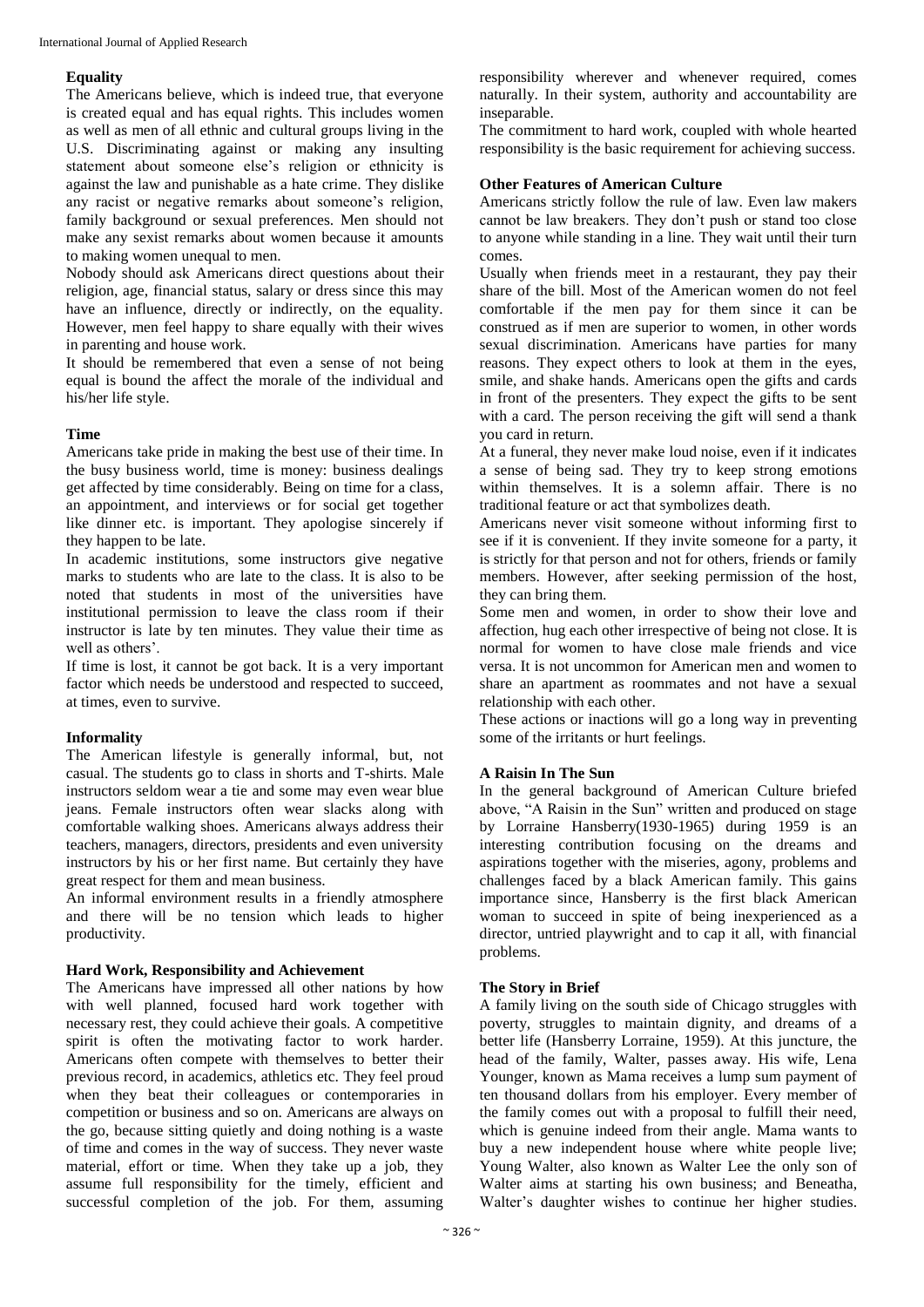**Equality**

The Americans believe, which is indeed true, that everyone is created equal and has equal rights. This includes women as well as men of all ethnic and cultural groups living in the U.S. Discriminating against or making any insulting statement about someone else's religion or ethnicity is against the law and punishable as a hate crime. They dislike any racist or negative remarks about someone's religion, family background or sexual preferences. Men should not make any sexist remarks about women because it amounts to making women unequal to men.

Nobody should ask Americans direct questions about their religion, age, financial status, salary or dress since this may have an influence, directly or indirectly, on the equality. However, men feel happy to share equally with their wives in parenting and house work.

It should be remembered that even a sense of not being equal is bound the affect the morale of the individual and his/her life style.

**Time**

Americans take pride in making the best use of their time. In the busy business world, time is money: business dealings get affected by time considerably. Being on time for a class, an appointment, and interviews or for social get together like dinner etc. is important. They apologise sincerely if they happen to be late.

In academic institutions, some instructors give negative marks to students who are late to the class. It is also to be noted that students in most of the universities have institutional permission to leave the class room if their instructor is late by ten minutes. They value their time as well as others'.

If time is lost, it cannot be got back. It is a very important factor which needs be understood and respected to succeed, at times, even to survive.

**Informality**

The American lifestyle is generally informal, but, not casual. The students go to class in shorts and T-shirts. Male instructors seldom wear a tie and some may even wear blue jeans. Female instructors often wear slacks along with comfortable walking shoes. Americans always address their teachers, managers, directors, presidents and even university instructors by his or her first name. But certainly they have great respect for them and mean business.

An informal environment results in a friendly atmosphere and there will be no tension which leads to higher productivity.

**Hard Work, Responsibility and Achievement**

The Americans have impressed all other nations by how with well planned, focused hard work together with necessary rest, they could achieve their goals. A competitive spirit is often the motivating factor to work harder. Americans often compete with themselves to better their previous record, in academics, athletics etc. They feel proud when they beat their colleagues or contemporaries in competition or business and so on. Americans are always on the go, because sitting quietly and doing nothing is a waste of time and comes in the way of success. They never waste material, effort or time. When they take up a job, they assume full responsibility for the timely, efficient and successful completion of the job. For them, assuming responsibility wherever and whenever required, comes naturally. In their system, authority and accountability are inseparable.

The commitment to hard work, coupled with whole hearted responsibility is the basic requirement for achieving success.

**Other Features of American Culture**

Americans strictly follow the rule of law. Even law makers cannot be law breakers. They don't push or stand too close to anyone while standing in a line. They wait until their turn comes.

Usually when friends meet in a restaurant, they pay their share of the bill. Most of the American women do not feel comfortable if the men pay for them since it can be construed as if men are superior to women, in other words sexual discrimination. Americans have parties for many reasons. They expect others to look at them in the eyes, smile, and shake hands. Americans open the gifts and cards in front of the presenters. They expect the gifts to be sent with a card. The person receiving the gift will send a thank you card in return.

At a funeral, they never make loud noise, even if it indicates a sense of being sad. They try to keep strong emotions within themselves. It is a solemn affair. There is no traditional feature or act that symbolizes death.

Americans never visit someone without informing first to see if it is convenient. If they invite someone for a party, it is strictly for that person and not for others, friends or family members. However, after seeking permission of the host, they can bring them.

Some men and women, in order to show their love and affection, hug each other irrespective of being not close. It is normal for women to have close male friends and vice versa. It is not uncommon for American men and women to share an apartment as roommates and not have a sexual relationship with each other.

These actions or inactions will go a long way in preventing some of the irritants or hurt feelings.

**A Raisin In The Sun**

In the general background of American Culture briefed above, "A Raisin in the Sun" written and produced on stage by Lorraine Hansberry(1930-1965) during 1959 is an interesting contribution focusing on the dreams and aspirations together with the miseries, agony, problems and challenges faced by a black American family. This gains importance since, Hansberry is the first black American woman to succeed in spite of being inexperienced as a director, untried playwright and to cap it all, with financial problems.

**The Story in Brief**

A family living on the south side of Chicago struggles with poverty, struggles to maintain dignity, and dreams of a better life (Hansberry Lorraine, 1959). At this juncture, the head of the family, Walter, passes away. His wife, Lena Younger, known as Mama receives a lump sum payment of ten thousand dollars from his employer. Every member of the family comes out with a proposal to fulfill their need, which is genuine indeed from their angle. Mama wants to buy a new independent house where white people live; Young Walter, also known as Walter Lee the only son of Walter aims at starting his own business; and Beneatha, Walter's daughter wishes to continue her higher studies.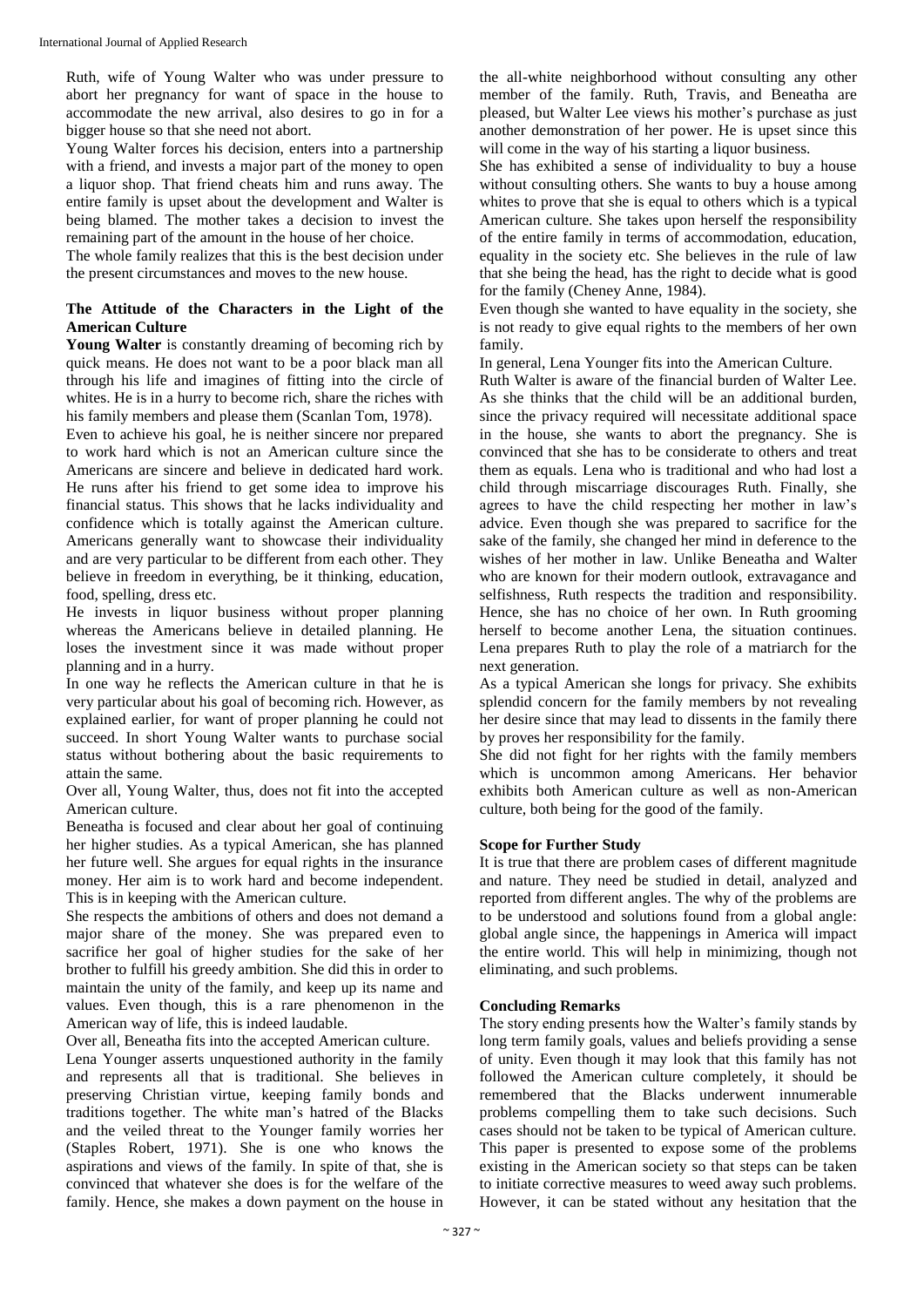Ruth, wife of Young Walter who was under pressure to abort her pregnancy for want of space in the house to accommodate the new arrival, also desires to go in for a bigger house so that she need not abort.

Young Walter forces his decision, enters into a partnership with a friend, and invests a major part of the money to open a liquor shop. That friend cheats him and runs away. The entire family is upset about the development and Walter is being blamed. The mother takes a decision to invest the remaining part of the amount in the house of her choice.

The whole family realizes that this is the best decision under the present circumstances and moves to the new house.

### The Attitude of the Characters in the Light of the American Culture

**Young Walter** is constantly dreaming of becoming rich by quick means. He does not want to be a poor black man all through his life and imagines of fitting into the circle of whites. He is in a hurry to become rich, share the riches with his family members and please them (Scanlan Tom, 1978).

Even to achieve his goal, he is neither sincere nor prepared to work hard which is not an American culture since the Americans are sincere and believe in dedicated hard work. He runs after his friend to get some idea to improve his financial status. This shows that he lacks individuality and confidence which is totally against the American culture. Americans generally want to showcase their individuality and are very particular to be different from each other. They believe in freedom in everything, be it thinking, education, food, spelling, dress etc.

He invests in liquor business without proper planning whereas the Americans believe in detailed planning. He loses the investment since it was made without proper planning and in a hurry.

In one way he reflects the American culture in that he is very particular about his goal of becoming rich. However, as explained earlier, for want of proper planning he could not succeed. In short Young Walter wants to purchase social status without bothering about the basic requirements to attain the same.

Over all, Young Walter, thus, does not fit into the accepted American culture.

Beneatha is focused and clear about her goal of continuing her higher studies. As a typical American, she has planned her future well. She argues for equal rights in the insurance money. Her aim is to work hard and become independent. This is in keeping with the American culture.

She respects the ambitions of others and does not demand a major share of the money. She was prepared even to sacrifice her goal of higher studies for the sake of her brother to fulfill his greedy ambition. She did this in order to maintain the unity of the family, and keep up its name and values. Even though, this is a rare phenomenon in the American way of life, this is indeed laudable.

Over all, Beneatha fits into the accepted American culture.

Lena Younger asserts unquestioned authority in the family and represents all that is traditional. She believes in preserving Christian virtue, keeping family bonds and traditions together. The white man's hatred of the Blacks and the veiled threat to the Younger family worries her (Staples Robert, 1971). She is one who knows the aspirations and views of the family. In spite of that, she is convinced that whatever she does is for the welfare of the family. Hence, she makes a down payment on the house in the all-white neighborhood without consulting any other member of the family. Ruth, Travis, and Beneatha are pleased, but Walter Lee views his mother's purchase as just another demonstration of her power. He is upset since this will come in the way of his starting a liquor business.

She has exhibited a sense of individuality to buy a house without consulting others. She wants to buy a house among whites to prove that she is equal to others which is a typical American culture. She takes upon herself the responsibility of the entire family in terms of accommodation, education, equality in the society etc. She believes in the rule of law that she being the head, has the right to decide what is good for the family (Cheney Anne, 1984).

Even though she wanted to have equality in the society, she is not ready to give equal rights to the members of her own family.

In general, Lena Younger fits into the American Culture.

Ruth Walter is aware of the financial burden of Walter Lee. As she thinks that the child will be an additional burden, since the privacy required will necessitate additional space in the house, she wants to abort the pregnancy. She is convinced that she has to be considerate to others and treat them as equals. Lena who is traditional and who had lost a child through miscarriage discourages Ruth. Finally, she agrees to have the child respecting her mother in law's advice. Even though she was prepared to sacrifice for the sake of the family, she changed her mind in deference to the wishes of her mother in law. Unlike Beneatha and Walter who are known for their modern outlook, extravagance and selfishness, Ruth respects the tradition and responsibility. Hence, she has no choice of her own. In Ruth grooming herself to become another Lena, the situation continues. Lena prepares Ruth to play the role of a matriarch for the next generation.

As a typical American she longs for privacy. She exhibits splendid concern for the family members by not revealing her desire since that may lead to dissents in the family there by proves her responsibility for the family.

She did not fight for her rights with the family members which is uncommon among Americans. Her behavior exhibits both American culture as well as non-American culture, both being for the good of the family.

### Scope for Further Study

It is true that there are problem cases of different magnitude and nature. They need be studied in detail, analyzed and reported from different angles. The why of the problems are to be understood and solutions found from a global angle: global angle since, the happenings in America will impact the entire world. This will help in minimizing, though not eliminating, and such problems.

### Concluding Remarks

The story ending presents how the Walter's family stands by long term family goals, values and beliefs providing a sense of unity. Even though it may look that this family has not followed the American culture completely, it should be remembered that the Blacks underwent innumerable problems compelling them to take such decisions. Such cases should not be taken to be typical of American culture. This paper is presented to expose some of the problems existing in the American society so that steps can be taken to initiate corrective measures to weed away such problems. However, it can be stated without any hesitation that the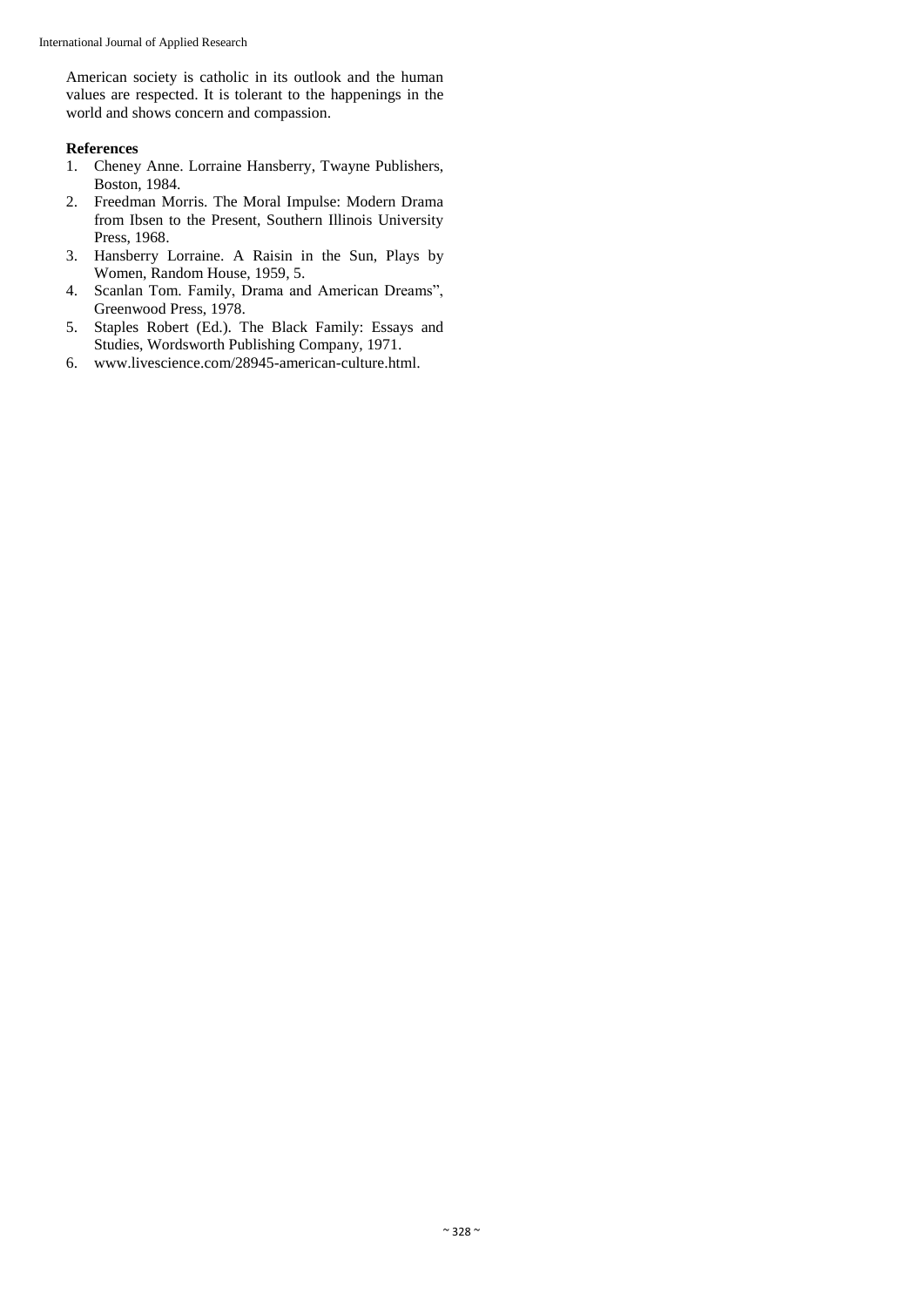American society is catholic in its outlook and the human values are respected. It is tolerant to the happenings in the world and shows concern and compassion.

**References**

1. Cheney Anne. Lorraine Hansberry, Twayne Publishers, Boston, 1984.
2. Freedman Morris. The Moral Impulse: Modern Drama from Ibsen to the Present, Southern Illinois University Press, 1968.
3. Hansberry Lorraine. A Raisin in the Sun, Plays by Women, Random House, 1959, 5.
4. Scanlan Tom. Family, Drama and American Dreams", Greenwood Press, 1978.
5. Staples Robert (Ed.). The Black Family: Essays and Studies, Wordsworth Publishing Company, 1971.
6. www.livescience.com/28945-american-culture.html.